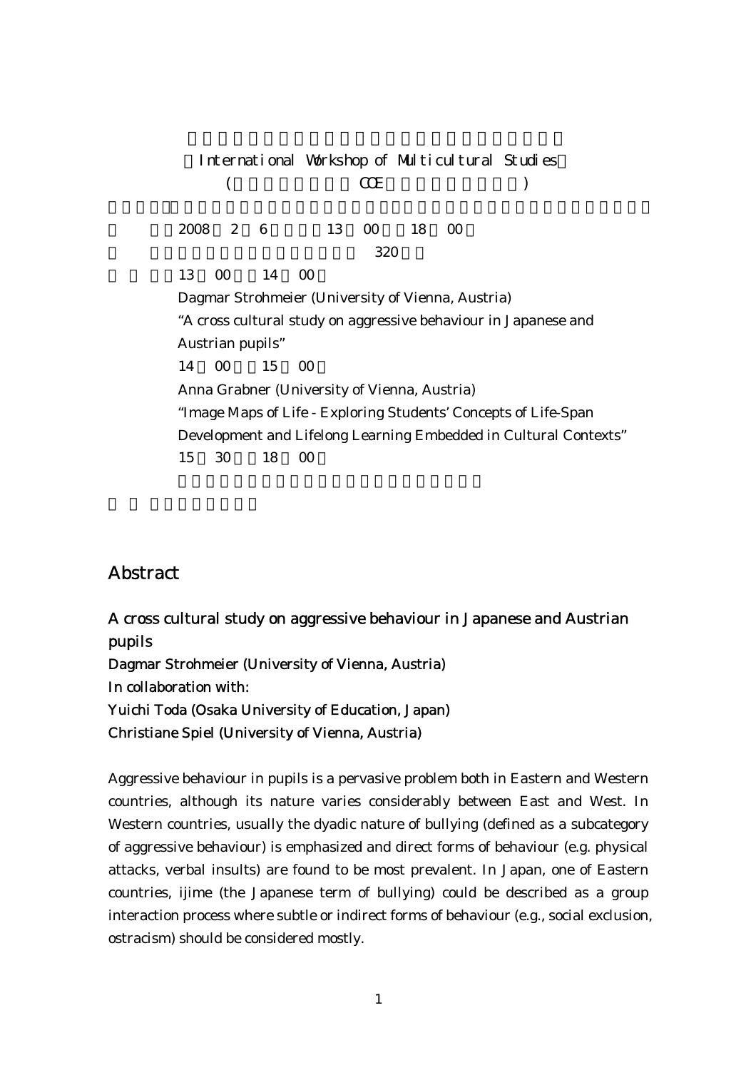International Workshop of Multicultural Studies

( COE )

2008 2 6 13 00 18 00

320

13 00 14 00

Dagmar Strohmeier (University of Vienna, Austria)

"A cross cultural study on aggressive behaviour in Japanese and Austrian pupils"

14 00 15 00

Anna Grabner (University of Vienna, Austria)

"Image Maps of Life - Exploring Students' Concepts of Life-Span Development and Lifelong Learning Embedded in Cultural Contexts"

15 30 18 00

## Abstract

### A cross cultural study on aggressive behaviour in Japanese and Austrian pupils

**Dagmar Strohmeier (University of Vienna, Austria)**
**In collaboration with:**
**Yuichi Toda (Osaka University of Education, Japan)**
**Christiane Spiel (University of Vienna, Austria)**

Aggressive behaviour in pupils is a pervasive problem both in Eastern and Western countries, although its nature varies considerably between East and West. In Western countries, usually the dyadic nature of bullying (defined as a subcategory of aggressive behaviour) is emphasized and direct forms of behaviour (e.g. physical attacks, verbal insults) are found to be most prevalent. In Japan, one of Eastern countries, ijime (the Japanese term of bullying) could be described as a group interaction process where subtle or indirect forms of behaviour (e.g., social exclusion, ostracism) should be considered mostly.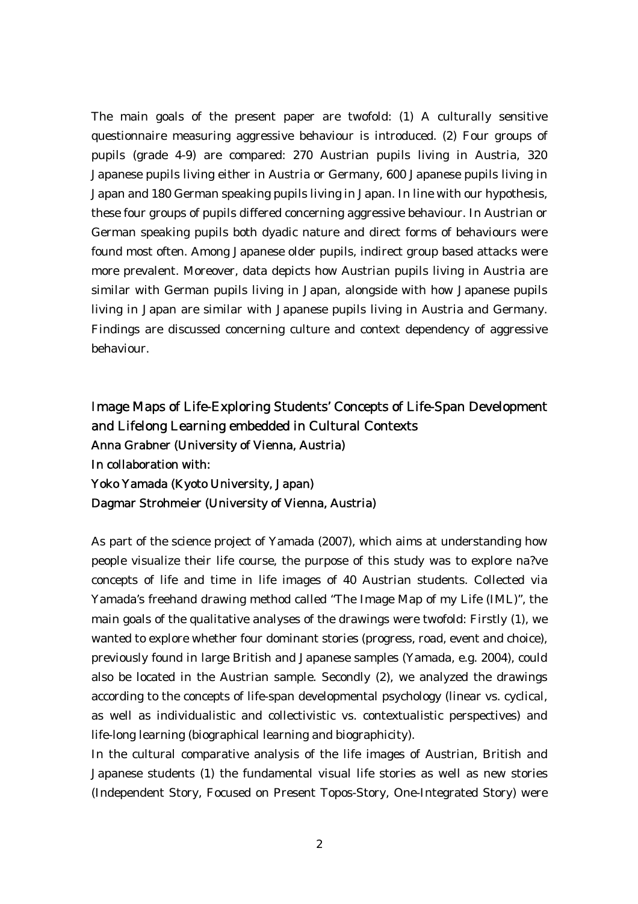The main goals of the present paper are twofold: (1) A culturally sensitive questionnaire measuring aggressive behaviour is introduced. (2) Four groups of pupils (grade 4-9) are compared: 270 Austrian pupils living in Austria, 320 Japanese pupils living either in Austria or Germany, 600 Japanese pupils living in Japan and 180 German speaking pupils living in Japan. In line with our hypothesis, these four groups of pupils differed concerning aggressive behaviour. In Austrian or German speaking pupils both dyadic nature and direct forms of behaviours were found most often. Among Japanese older pupils, indirect group based attacks were more prevalent. Moreover, data depicts how Austrian pupils living in Austria are similar with German pupils living in Japan, alongside with how Japanese pupils living in Japan are similar with Japanese pupils living in Austria and Germany. Findings are discussed concerning culture and context dependency of aggressive behaviour.

## Image Maps of Life-Exploring Students' Concepts of Life-Span Development and Lifelong Learning embedded in Cultural Contexts

**Anna Grabner (University of Vienna, Austria)**
**In collaboration with:**
**Yoko Yamada (Kyoto University, Japan)**
**Dagmar Strohmeier (University of Vienna, Austria)**

As part of the science project of Yamada (2007), which aims at understanding how people visualize their life course, the purpose of this study was to explore na?ve concepts of life and time in life images of 40 Austrian students. Collected via Yamada's freehand drawing method called "The Image Map of my Life (IML)", the main goals of the qualitative analyses of the drawings were twofold: Firstly (1), we wanted to explore whether four dominant stories (progress, road, event and choice), previously found in large British and Japanese samples (Yamada, e.g. 2004), could also be located in the Austrian sample. Secondly (2), we analyzed the drawings according to the concepts of life-span developmental psychology (linear vs. cyclical, as well as individualistic and collectivistic vs. contextualistic perspectives) and life-long learning (biographical learning and biographicity).

In the cultural comparative analysis of the life images of Austrian, British and Japanese students (1) the fundamental visual life stories as well as new stories (Independent Story, Focused on Present Topos-Story, One-Integrated Story) were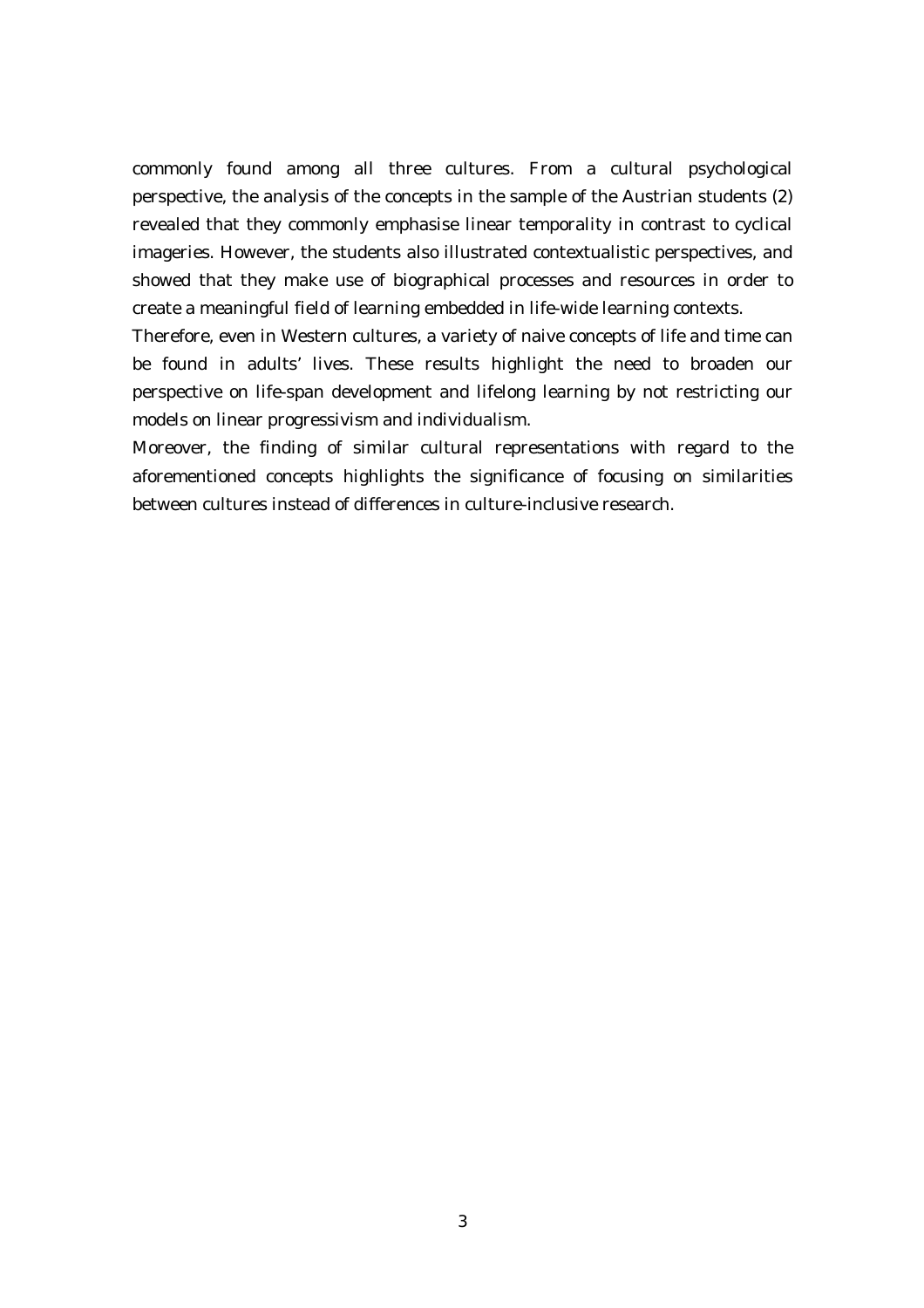commonly found among all three cultures. From a cultural psychological perspective, the analysis of the concepts in the sample of the Austrian students (2) revealed that they commonly emphasise linear temporality in contrast to cyclical imageries. However, the students also illustrated contextualistic perspectives, and showed that they make use of biographical processes and resources in order to create a meaningful field of learning embedded in life-wide learning contexts.

Therefore, even in Western cultures, a variety of naive concepts of life and time can be found in adults' lives. These results highlight the need to broaden our perspective on life-span development and lifelong learning by not restricting our models on linear progressivism and individualism.

Moreover, the finding of similar cultural representations with regard to the aforementioned concepts highlights the significance of focusing on similarities between cultures instead of differences in culture-inclusive research.